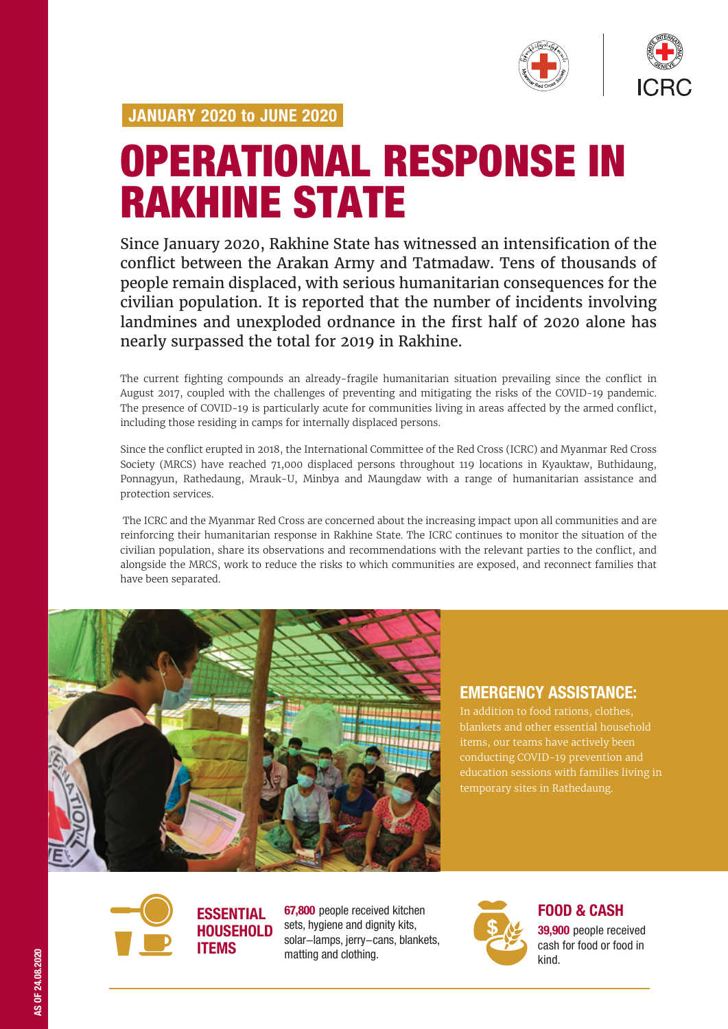JANUARY 2020 to JUNE 2020

# OPERATIONAL RESPONSE IN RAKHINE STATE

**Since January 2020, Rakhine State has witnessed an intensification of the conflict between the Arakan Army and Tatmadaw. Tens of thousands of people remain displaced, with serious humanitarian consequences for the civilian population. It is reported that the number of incidents involving landmines and unexploded ordnance in the first half of 2020 alone has nearly surpassed the total for 2019 in Rakhine.**

The current fighting compounds an already-fragile humanitarian situation prevailing since the conflict in August 2017, coupled with the challenges of preventing and mitigating the risks of the COVID-19 pandemic. The presence of COVID-19 is particularly acute for communities living in areas affected by the armed conflict, including those residing in camps for internally displaced persons.

Since the conflict erupted in 2018, the International Committee of the Red Cross (ICRC) and Myanmar Red Cross Society (MRCS) have reached 71,000 displaced persons throughout 119 locations in Kyauktaw, Buthidaung, Ponnagyun, Rathedaung, Mrauk-U, Minbya and Maungdaw with a range of humanitarian assistance and protection services.

The ICRC and the Myanmar Red Cross are concerned about the increasing impact upon all communities and are reinforcing their humanitarian response in Rakhine State. The ICRC continues to monitor the situation of the civilian population, share its observations and recommendations with the relevant parties to the conflict, and alongside the MRCS, work to reduce the risks to which communities are exposed, and reconnect families that have been separated.

## EMERGENCY ASSISTANCE:

In addition to food rations, clothes, blankets and other essential household items, our teams have actively been conducting COVID-19 prevention and education sessions with families living in temporary sites in Rathedaung.

### ESSENTIAL HOUSEHOLD ITEMS

**67,800** people received kitchen sets, hygiene and dignity kits, solar–lamps, jerry–cans, blankets, matting and clothing.

### FOOD & CASH

**39,900** people received cash for food or food in kind.

AS OF 24.08.2020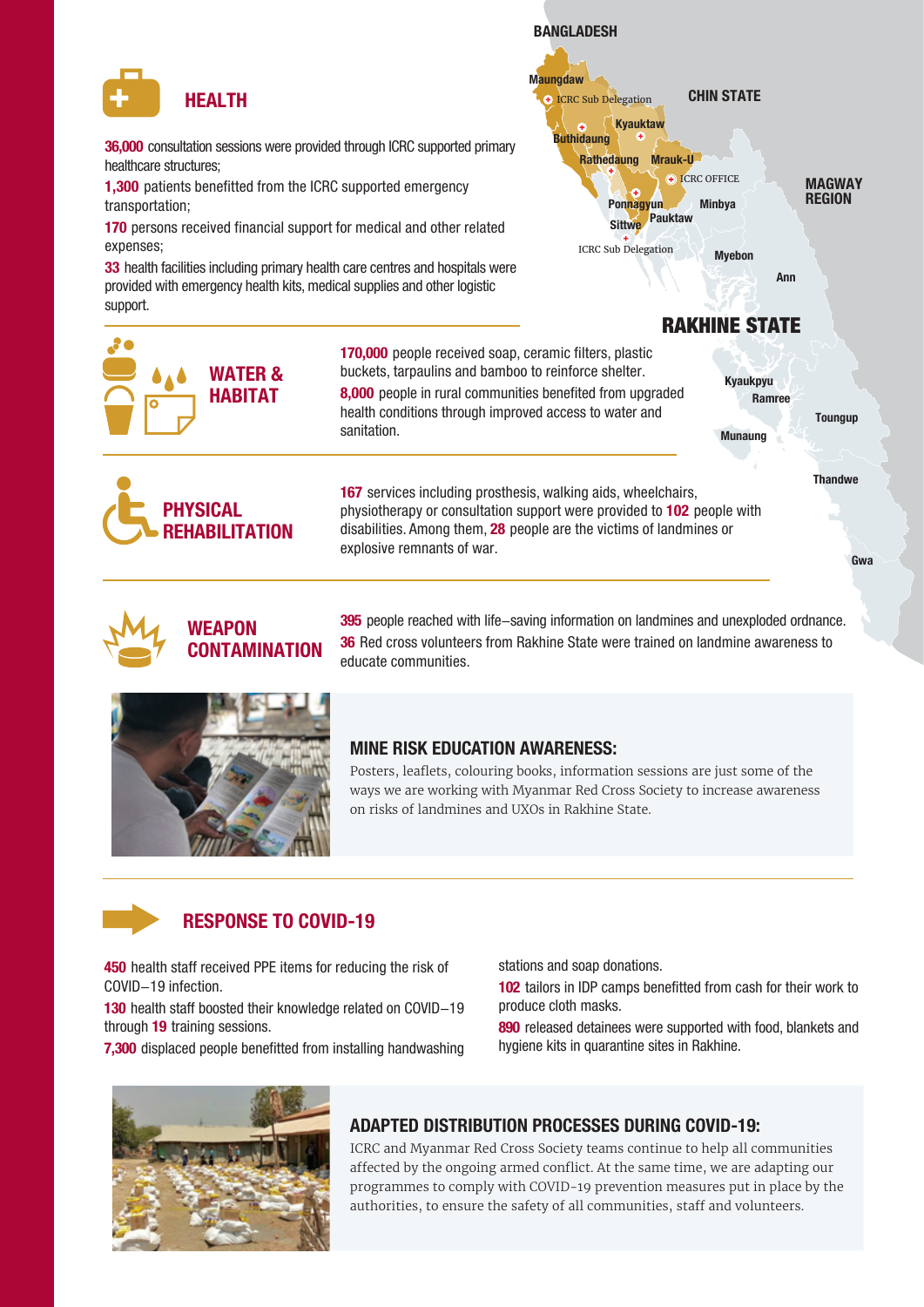## HEALTH

**36,000** consultation sessions were provided through ICRC supported primary healthcare structures;

**1,300** patients benefitted from the ICRC supported emergency transportation;

**170** persons received financial support for medical and other related expenses;

**33** health facilities including primary health care centres and hospitals were provided with emergency health kits, medical supplies and other logistic support.

BANGLADESH

CHIN STATE

MAGWAY REGION

RAKHINE STATE

Maungdaw

ICRC Sub Delegation

Kyauktaw

Buthidaung

Rathedaung

Mrauk-U

ICRC OFFICE

Ponnagyun

Minbya

Pauktaw

Sittwe

ICRC Sub Delegation

Myebon

Ann

Kyaukpyu

Ramree

Munaung

Toungup

Thandwe

Gwa

## WATER & HABITAT

**170,000** people received soap, ceramic filters, plastic buckets, tarpaulins and bamboo to reinforce shelter.

**8,000** people in rural communities benefited from upgraded health conditions through improved access to water and sanitation.

## PHYSICAL REHABILITATION

**167** services including prosthesis, walking aids, wheelchairs, physiotherapy or consultation support were provided to **102** people with disabilities. Among them, **28** people are the victims of landmines or explosive remnants of war.

## WEAPON CONTAMINATION

**395** people reached with life–saving information on landmines and unexploded ordnance.

**36** Red cross volunteers from Rakhine State were trained on landmine awareness to educate communities.

### MINE RISK EDUCATION AWARENESS:

Posters, leaflets, colouring books, information sessions are just some of the ways we are working with Myanmar Red Cross Society to increase awareness on risks of landmines and UXOs in Rakhine State.

## RESPONSE TO COVID-19

**450** health staff received PPE items for reducing the risk of COVID–19 infection.

**130** health staff boosted their knowledge related on COVID–19 through **19** training sessions.

**7,300** displaced people benefitted from installing handwashing stations and soap donations.

**102** tailors in IDP camps benefitted from cash for their work to produce cloth masks.

**890** released detainees were supported with food, blankets and hygiene kits in quarantine sites in Rakhine.

### ADAPTED DISTRIBUTION PROCESSES DURING COVID-19:

ICRC and Myanmar Red Cross Society teams continue to help all communities affected by the ongoing armed conflict. At the same time, we are adapting our programmes to comply with COVID-19 prevention measures put in place by the authorities, to ensure the safety of all communities, staff and volunteers.